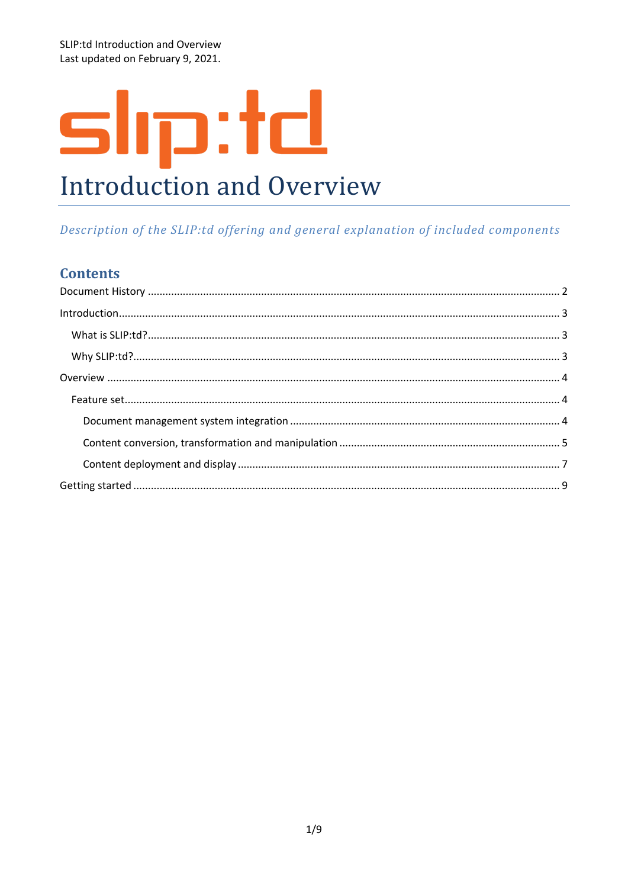SLIP:td Introduction and Overview
Last updated on February 9, 2021.

slip:td

# Introduction and Overview

*Description of the SLIP:td offering and general explanation of included components*

## Contents

Document History ........................................................ 2

Introduction ........................................................ 3

- What is SLIP:td? ........................................................ 3
- Why SLIP:td? ........................................................ 3

Overview ........................................................ 4

- Feature set ........................................................ 4
  - Document management system integration ........................................................ 4
  - Content conversion, transformation and manipulation ........................................................ 5
  - Content deployment and display ........................................................ 7

Getting started ........................................................ 9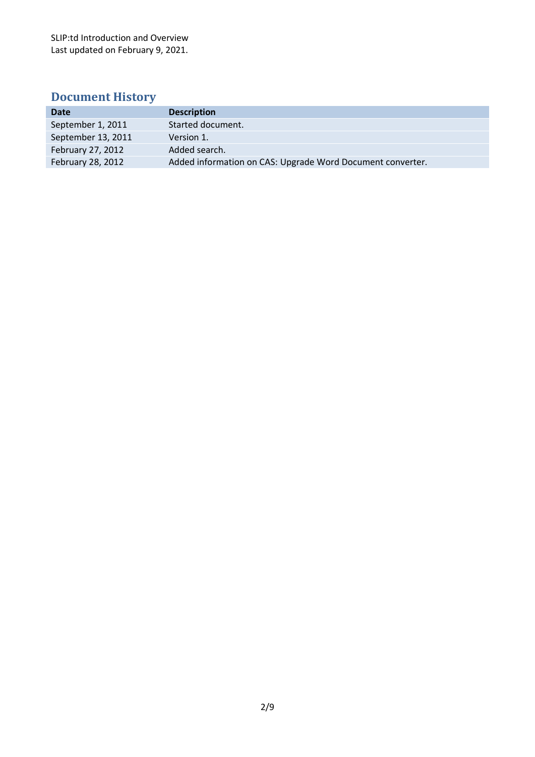SLIP:td Introduction and Overview
Last updated on February 9, 2021.

## Document History

| Date | Description |
| --- | --- |
| September 1, 2011 | Started document. |
| September 13, 2011 | Version 1. |
| February 27, 2012 | Added search. |
| February 28, 2012 | Added information on CAS: Upgrade Word Document converter. |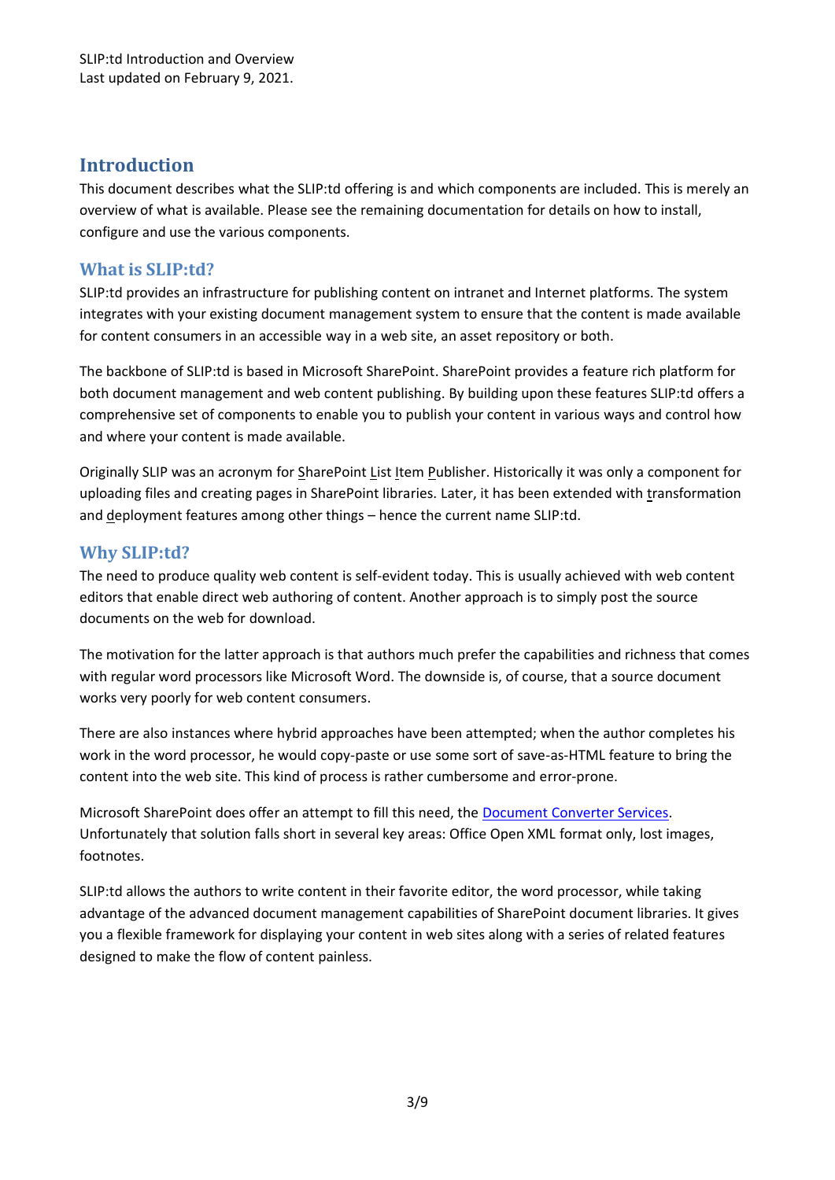SLIP:td Introduction and Overview
Last updated on February 9, 2021.

# Introduction

This document describes what the SLIP:td offering is and which components are included. This is merely an overview of what is available. Please see the remaining documentation for details on how to install, configure and use the various components.

## What is SLIP:td?

SLIP:td provides an infrastructure for publishing content on intranet and Internet platforms. The system integrates with your existing document management system to ensure that the content is made available for content consumers in an accessible way in a web site, an asset repository or both.

The backbone of SLIP:td is based in Microsoft SharePoint. SharePoint provides a feature rich platform for both document management and web content publishing. By building upon these features SLIP:td offers a comprehensive set of components to enable you to publish your content in various ways and control how and where your content is made available.

Originally SLIP was an acronym for SharePoint List Item Publisher. Historically it was only a component for uploading files and creating pages in SharePoint libraries. Later, it has been extended with transformation and deployment features among other things – hence the current name SLIP:td.

## Why SLIP:td?

The need to produce quality web content is self-evident today. This is usually achieved with web content editors that enable direct web authoring of content. Another approach is to simply post the source documents on the web for download.

The motivation for the latter approach is that authors much prefer the capabilities and richness that comes with regular word processors like Microsoft Word. The downside is, of course, that a source document works very poorly for web content consumers.

There are also instances where hybrid approaches have been attempted; when the author completes his work in the word processor, he would copy-paste or use some sort of save-as-HTML feature to bring the content into the web site. This kind of process is rather cumbersome and error-prone.

Microsoft SharePoint does offer an attempt to fill this need, the Document Converter Services. Unfortunately that solution falls short in several key areas: Office Open XML format only, lost images, footnotes.

SLIP:td allows the authors to write content in their favorite editor, the word processor, while taking advantage of the advanced document management capabilities of SharePoint document libraries. It gives you a flexible framework for displaying your content in web sites along with a series of related features designed to make the flow of content painless.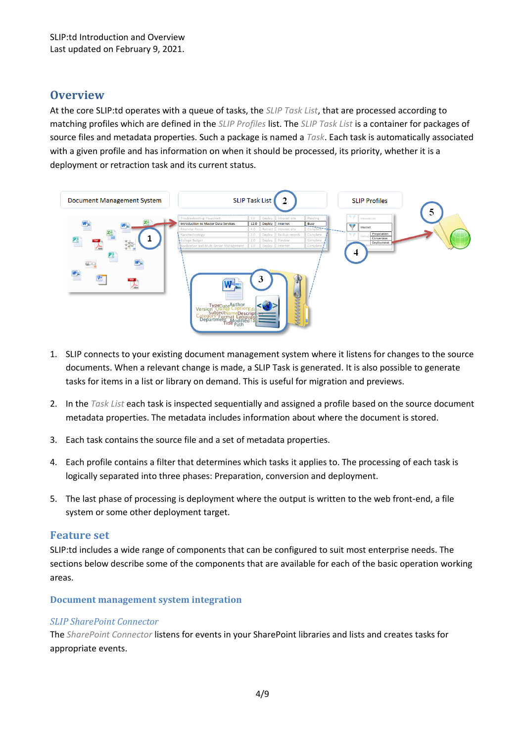## Overview

At the core SLIP:td operates with a queue of tasks, the *SLIP Task List*, that are processed according to matching profiles which are defined in the *SLIP Profiles* list. The *SLIP Task List* is a container for packages of source files and metadata properties. Such a package is named a *Task*. Each task is automatically associated with a given profile and has information on when it should be processed, its priority, whether it is a deployment or retraction task and its current status.

1. SLIP connects to your existing document management system where it listens for changes to the source documents. When a relevant change is made, a SLIP Task is generated. It is also possible to generate tasks for items in a list or library on demand. This is useful for migration and previews.
2. In the *Task List* each task is inspected sequentially and assigned a profile based on the source document metadata properties. The metadata includes information about where the document is stored.
3. Each task contains the source file and a set of metadata properties.
4. Each profile contains a filter that determines which tasks it applies to. The processing of each task is logically separated into three phases: Preparation, conversion and deployment.
5. The last phase of processing is deployment where the output is written to the web front-end, a file system or some other deployment target.

## Feature set

SLIP:td includes a wide range of components that can be configured to suit most enterprise needs. The sections below describe some of the components that are available for each of the basic operation working areas.

### Document management system integration

#### *SLIP SharePoint Connector*

The *SharePoint Connector* listens for events in your SharePoint libraries and lists and creates tasks for appropriate events.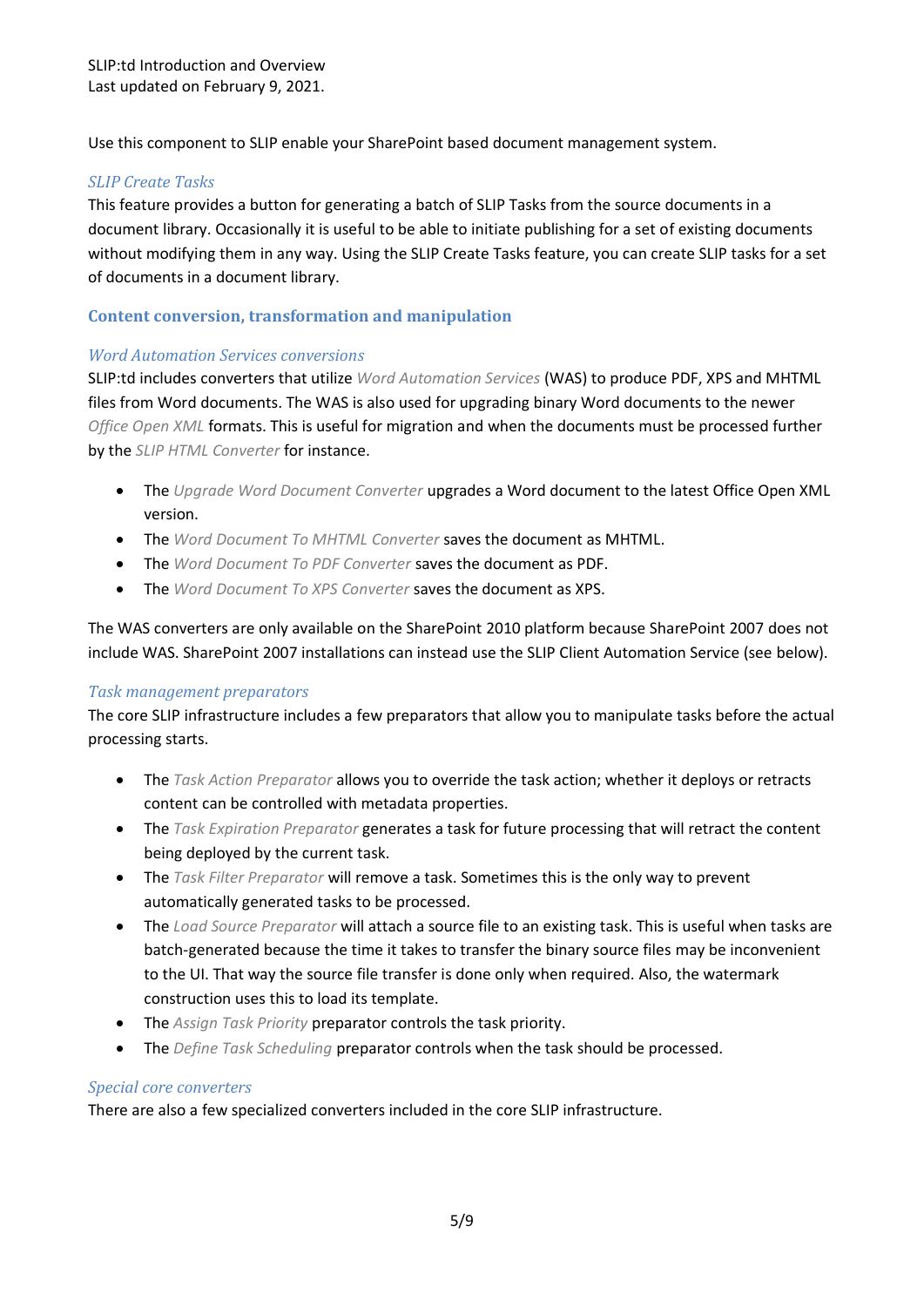Use this component to SLIP enable your SharePoint based document management system.

### *SLIP Create Tasks*

This feature provides a button for generating a batch of SLIP Tasks from the source documents in a document library. Occasionally it is useful to be able to initiate publishing for a set of existing documents without modifying them in any way. Using the SLIP Create Tasks feature, you can create SLIP tasks for a set of documents in a document library.

## Content conversion, transformation and manipulation

### *Word Automation Services conversions*

SLIP:td includes converters that utilize *Word Automation Services* (WAS) to produce PDF, XPS and MHTML files from Word documents. The WAS is also used for upgrading binary Word documents to the newer *Office Open XML* formats. This is useful for migration and when the documents must be processed further by the *SLIP HTML Converter* for instance.

- The *Upgrade Word Document Converter* upgrades a Word document to the latest Office Open XML version.
- The *Word Document To MHTML Converter* saves the document as MHTML.
- The *Word Document To PDF Converter* saves the document as PDF.
- The *Word Document To XPS Converter* saves the document as XPS.

The WAS converters are only available on the SharePoint 2010 platform because SharePoint 2007 does not include WAS. SharePoint 2007 installations can instead use the SLIP Client Automation Service (see below).

### *Task management preparators*

The core SLIP infrastructure includes a few preparators that allow you to manipulate tasks before the actual processing starts.

- The *Task Action Preparator* allows you to override the task action; whether it deploys or retracts content can be controlled with metadata properties.
- The *Task Expiration Preparator* generates a task for future processing that will retract the content being deployed by the current task.
- The *Task Filter Preparator* will remove a task. Sometimes this is the only way to prevent automatically generated tasks to be processed.
- The *Load Source Preparator* will attach a source file to an existing task. This is useful when tasks are batch-generated because the time it takes to transfer the binary source files may be inconvenient to the UI. That way the source file transfer is done only when required. Also, the watermark construction uses this to load its template.
- The *Assign Task Priority* preparator controls the task priority.
- The *Define Task Scheduling* preparator controls when the task should be processed.

### *Special core converters*

There are also a few specialized converters included in the core SLIP infrastructure.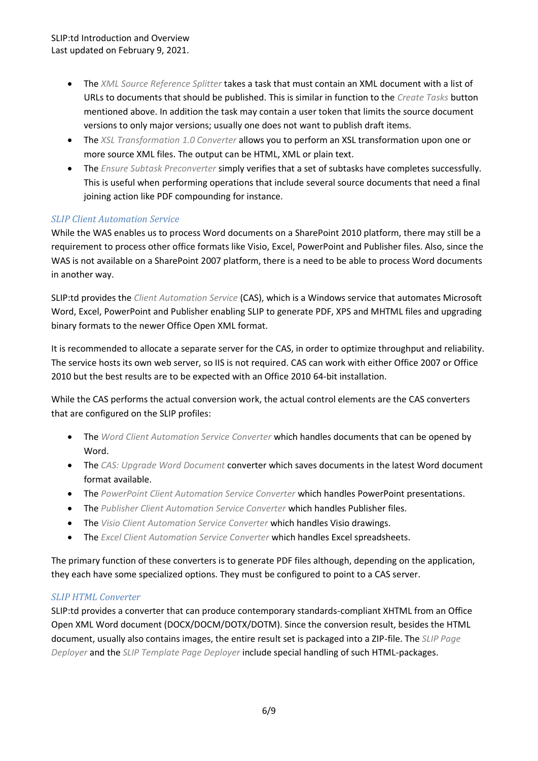- The *XML Source Reference Splitter* takes a task that must contain an XML document with a list of URLs to documents that should be published. This is similar in function to the *Create Tasks* button mentioned above. In addition the task may contain a user token that limits the source document versions to only major versions; usually one does not want to publish draft items.
- The *XSL Transformation 1.0 Converter* allows you to perform an XSL transformation upon one or more source XML files. The output can be HTML, XML or plain text.
- The *Ensure Subtask Preconverter* simply verifies that a set of subtasks have completes successfully. This is useful when performing operations that include several source documents that need a final joining action like PDF compounding for instance.

### *SLIP Client Automation Service*

While the WAS enables us to process Word documents on a SharePoint 2010 platform, there may still be a requirement to process other office formats like Visio, Excel, PowerPoint and Publisher files. Also, since the WAS is not available on a SharePoint 2007 platform, there is a need to be able to process Word documents in another way.

SLIP:td provides the *Client Automation Service* (CAS), which is a Windows service that automates Microsoft Word, Excel, PowerPoint and Publisher enabling SLIP to generate PDF, XPS and MHTML files and upgrading binary formats to the newer Office Open XML format.

It is recommended to allocate a separate server for the CAS, in order to optimize throughput and reliability. The service hosts its own web server, so IIS is not required. CAS can work with either Office 2007 or Office 2010 but the best results are to be expected with an Office 2010 64-bit installation.

While the CAS performs the actual conversion work, the actual control elements are the CAS converters that are configured on the SLIP profiles:

- The *Word Client Automation Service Converter* which handles documents that can be opened by Word.
- The *CAS: Upgrade Word Document* converter which saves documents in the latest Word document format available.
- The *PowerPoint Client Automation Service Converter* which handles PowerPoint presentations.
- The *Publisher Client Automation Service Converter* which handles Publisher files.
- The *Visio Client Automation Service Converter* which handles Visio drawings.
- The *Excel Client Automation Service Converter* which handles Excel spreadsheets.

The primary function of these converters is to generate PDF files although, depending on the application, they each have some specialized options. They must be configured to point to a CAS server.

### *SLIP HTML Converter*

SLIP:td provides a converter that can produce contemporary standards-compliant XHTML from an Office Open XML Word document (DOCX/DOCM/DOTX/DOTM). Since the conversion result, besides the HTML document, usually also contains images, the entire result set is packaged into a ZIP-file. The *SLIP Page Deployer* and the *SLIP Template Page Deployer* include special handling of such HTML-packages.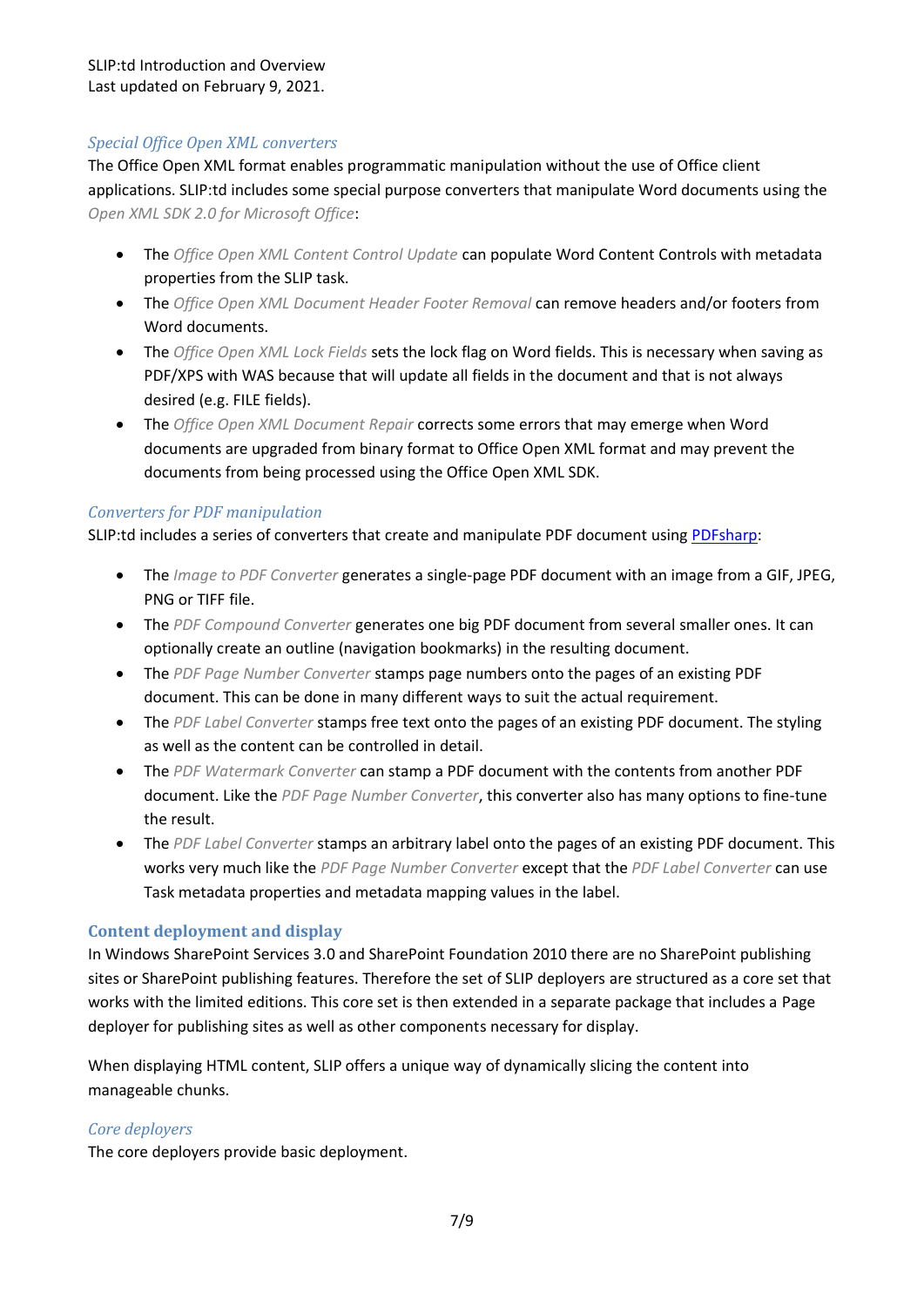### *Special Office Open XML converters*

The Office Open XML format enables programmatic manipulation without the use of Office client applications. SLIP:td includes some special purpose converters that manipulate Word documents using the *Open XML SDK 2.0 for Microsoft Office*:

- The *Office Open XML Content Control Update* can populate Word Content Controls with metadata properties from the SLIP task.
- The *Office Open XML Document Header Footer Removal* can remove headers and/or footers from Word documents.
- The *Office Open XML Lock Fields* sets the lock flag on Word fields. This is necessary when saving as PDF/XPS with WAS because that will update all fields in the document and that is not always desired (e.g. FILE fields).
- The *Office Open XML Document Repair* corrects some errors that may emerge when Word documents are upgraded from binary format to Office Open XML format and may prevent the documents from being processed using the Office Open XML SDK.

### *Converters for PDF manipulation*

SLIP:td includes a series of converters that create and manipulate PDF document using PDFsharp:

- The *Image to PDF Converter* generates a single-page PDF document with an image from a GIF, JPEG, PNG or TIFF file.
- The *PDF Compound Converter* generates one big PDF document from several smaller ones. It can optionally create an outline (navigation bookmarks) in the resulting document.
- The *PDF Page Number Converter* stamps page numbers onto the pages of an existing PDF document. This can be done in many different ways to suit the actual requirement.
- The *PDF Label Converter* stamps free text onto the pages of an existing PDF document. The styling as well as the content can be controlled in detail.
- The *PDF Watermark Converter* can stamp a PDF document with the contents from another PDF document. Like the *PDF Page Number Converter*, this converter also has many options to fine-tune the result.
- The *PDF Label Converter* stamps an arbitrary label onto the pages of an existing PDF document. This works very much like the *PDF Page Number Converter* except that the *PDF Label Converter* can use Task metadata properties and metadata mapping values in the label.

## Content deployment and display

In Windows SharePoint Services 3.0 and SharePoint Foundation 2010 there are no SharePoint publishing sites or SharePoint publishing features. Therefore the set of SLIP deployers are structured as a core set that works with the limited editions. This core set is then extended in a separate package that includes a Page deployer for publishing sites as well as other components necessary for display.

When displaying HTML content, SLIP offers a unique way of dynamically slicing the content into manageable chunks.

### *Core deployers*

The core deployers provide basic deployment.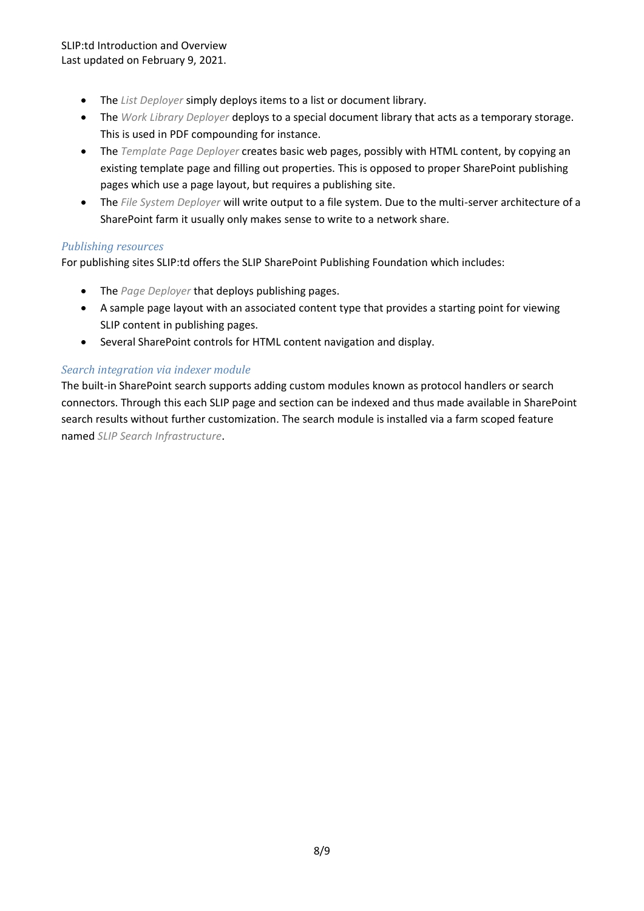- The *List Deployer* simply deploys items to a list or document library.
- The *Work Library Deployer* deploys to a special document library that acts as a temporary storage. This is used in PDF compounding for instance.
- The *Template Page Deployer* creates basic web pages, possibly with HTML content, by copying an existing template page and filling out properties. This is opposed to proper SharePoint publishing pages which use a page layout, but requires a publishing site.
- The *File System Deployer* will write output to a file system. Due to the multi-server architecture of a SharePoint farm it usually only makes sense to write to a network share.

### *Publishing resources*

For publishing sites SLIP:td offers the SLIP SharePoint Publishing Foundation which includes:

- The *Page Deployer* that deploys publishing pages.
- A sample page layout with an associated content type that provides a starting point for viewing SLIP content in publishing pages.
- Several SharePoint controls for HTML content navigation and display.

### *Search integration via indexer module*

The built-in SharePoint search supports adding custom modules known as protocol handlers or search connectors. Through this each SLIP page and section can be indexed and thus made available in SharePoint search results without further customization. The search module is installed via a farm scoped feature named *SLIP Search Infrastructure*.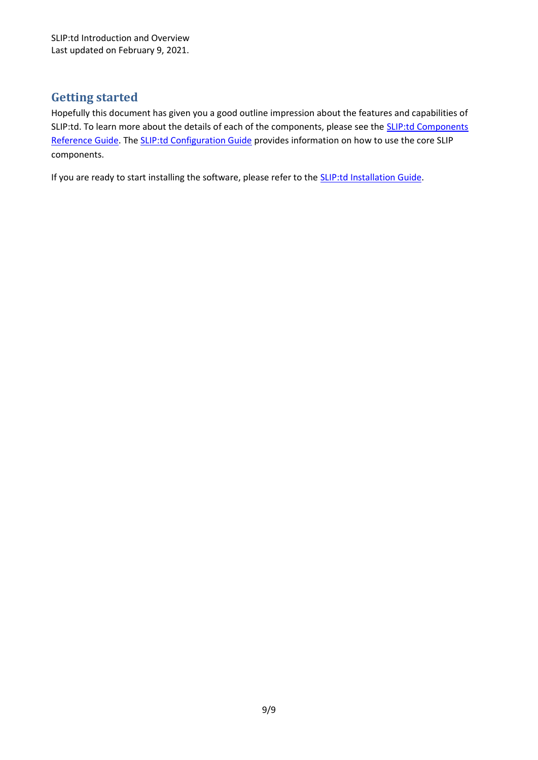## Getting started

Hopefully this document has given you a good outline impression about the features and capabilities of SLIP:td. To learn more about the details of each of the components, please see the SLIP:td Components Reference Guide. The SLIP:td Configuration Guide provides information on how to use the core SLIP components.

If you are ready to start installing the software, please refer to the SLIP:td Installation Guide.